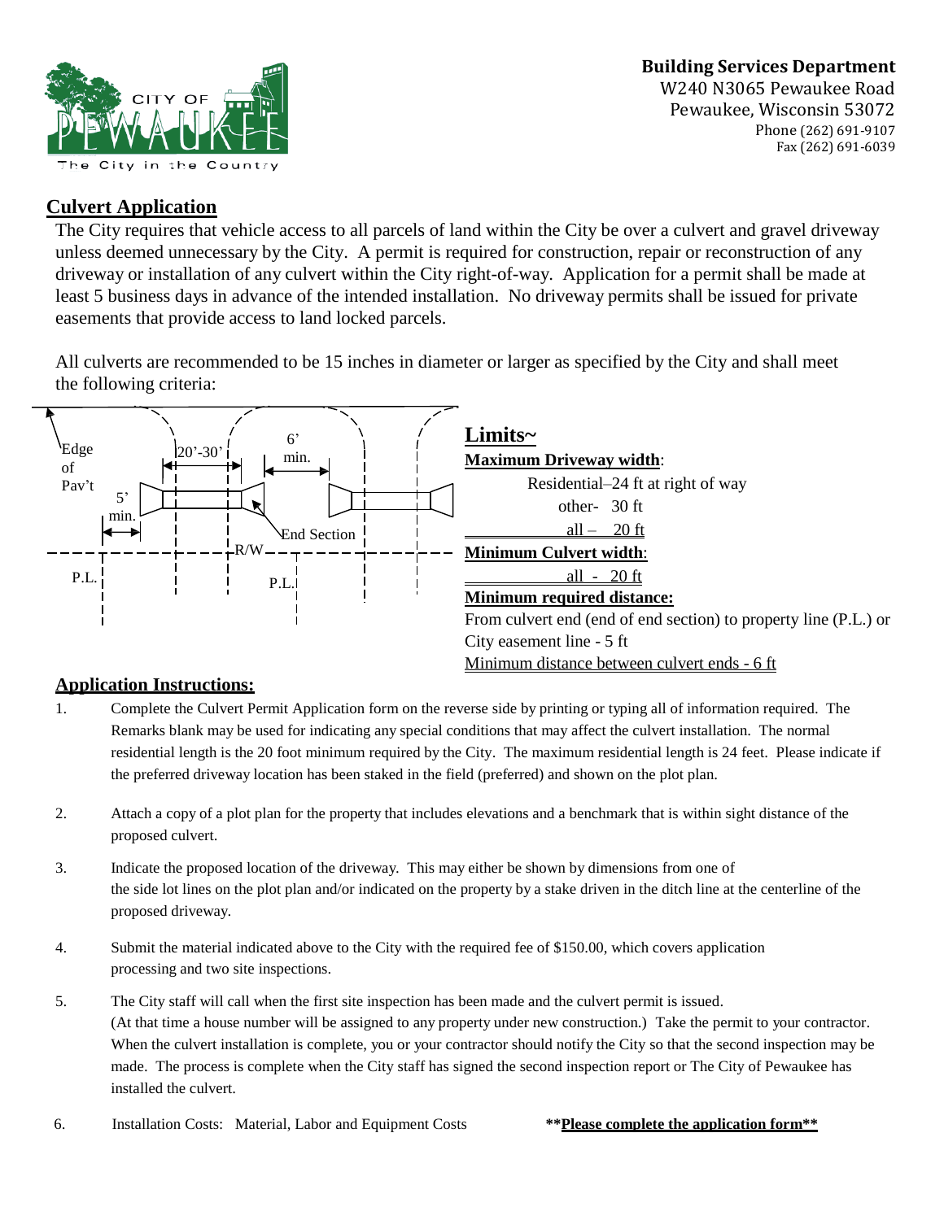**Building Services Department**
W240 N3065 Pewaukee Road
Pewaukee, Wisconsin 53072
Phone (262) 691-9107
Fax (262) 691-6039

CITY OF PEWAUKEE
The City in the Country

## Culvert Application

The City requires that vehicle access to all parcels of land within the City be over a culvert and gravel driveway unless deemed unnecessary by the City. A permit is required for construction, repair or reconstruction of any driveway or installation of any culvert within the City right-of-way. Application for a permit shall be made at least 5 business days in advance of the intended installation. No driveway permits shall be issued for private easements that provide access to land locked parcels.

All culverts are recommended to be 15 inches in diameter or larger as specified by the City and shall meet the following criteria:

Edge of Pav't | 20'-30' | 6' min. | 5' min. | End Section | R/W | P.L. | P.L.

**Limits~**

**Maximum Driveway width**:
Residential–24 ft at right of way
other- 30 ft
all – 20 ft

**Minimum Culvert width**:
all - 20 ft

**Minimum required distance:**
From culvert end (end of end section) to property line (P.L.) or City easement line - 5 ft
Minimum distance between culvert ends - 6 ft

### Application Instructions:

1. Complete the Culvert Permit Application form on the reverse side by printing or typing all of information required. The Remarks blank may be used for indicating any special conditions that may affect the culvert installation. The normal residential length is the 20 foot minimum required by the City. The maximum residential length is 24 feet. Please indicate if the preferred driveway location has been staked in the field (preferred) and shown on the plot plan.

2. Attach a copy of a plot plan for the property that includes elevations and a benchmark that is within sight distance of the proposed culvert.

3. Indicate the proposed location of the driveway. This may either be shown by dimensions from one of the side lot lines on the plot plan and/or indicated on the property by a stake driven in the ditch line at the centerline of the proposed driveway.

4. Submit the material indicated above to the City with the required fee of $150.00, which covers application processing and two site inspections.

5. The City staff will call when the first site inspection has been made and the culvert permit is issued. (At that time a house number will be assigned to any property under new construction.) Take the permit to your contractor. When the culvert installation is complete, you or your contractor should notify the City so that the second inspection may be made. The process is complete when the City staff has signed the second inspection report or The City of Pewaukee has installed the culvert.

6. Installation Costs: Material, Labor and Equipment Costs

****Please complete the application form****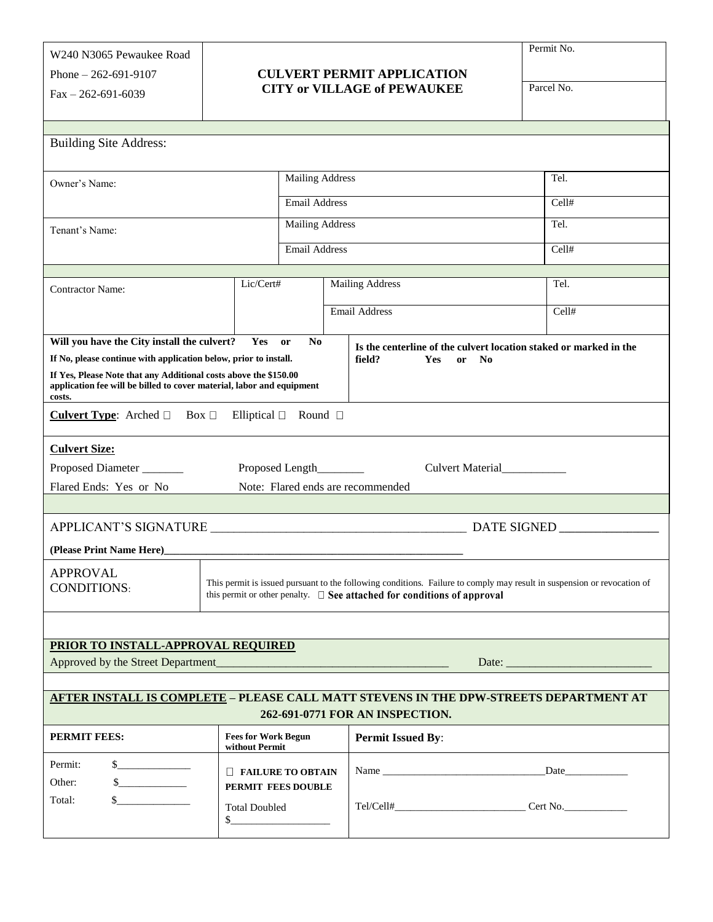| | | |
|---|---|---|
| W240 N3065 Pewaukee Road<br>Phone – 262-691-9107<br>Fax – 262-691-6039 | **CULVERT PERMIT APPLICATION**<br>**CITY or VILLAGE of PEWAUKEE** | Permit No.<br><br>Parcel No. |

Building Site Address:

| | | |
|---|---|---|
| Owner's Name: | Mailing Address | Tel. |
| | Email Address | Cell# |
| Tenant's Name: | Mailing Address | Tel. |
| | Email Address | Cell# |

| | | | |
|---|---|---|---|
| Contractor Name: | Lic/Cert# | Mailing Address | Tel. |
| | | Email Address | Cell# |

| | |
|---|---|
| **Will you have the City install the culvert? Yes or No**<br>**If No, please continue with application below, prior to install.**<br>**If Yes, Please Note that any Additional costs above the $150.00 application fee will be billed to cover material, labor and equipment costs.** | **Is the centerline of the culvert location staked or marked in the field? Yes or No** |

**Culvert Type**: Arched ☐ Box ☐ Elliptical ☐ Round ☐

**Culvert Size:**

Proposed Diameter _______ Proposed Length________ Culvert Material___________

Flared Ends: Yes or No Note: Flared ends are recommended

APPLICANT'S SIGNATURE ________________________________________ DATE SIGNED ________________

**(Please Print Name Here)**_______________________________________________________

| | |
|---|---|
| APPROVAL CONDITIONS: | This permit is issued pursuant to the following conditions. Failure to comply may result in suspension or revocation of this permit or other penalty. ☐ **See attached for conditions of approval** |

**PRIOR TO INSTALL-APPROVAL REQUIRED**

Approved by the Street Department_______________________________________ Date: _________________________

**AFTER INSTALL IS COMPLETE – PLEASE CALL MATT STEVENS IN THE DPW-STREETS DEPARTMENT AT 262-691-0771 FOR AN INSPECTION.**

| **PERMIT FEES:** | **Fees for Work Begun without Permit** | **Permit Issued By**: |
|---|---|---|
| Permit: $_____________<br>Other: $_____________<br>Total: $_____________ | ☐ **FAILURE TO OBTAIN PERMIT FEES DOUBLE**<br><br>Total Doubled<br>$___________________ | Name ______________________________Date____________<br><br>Tel/Cell#________________________ Cert No.____________ |